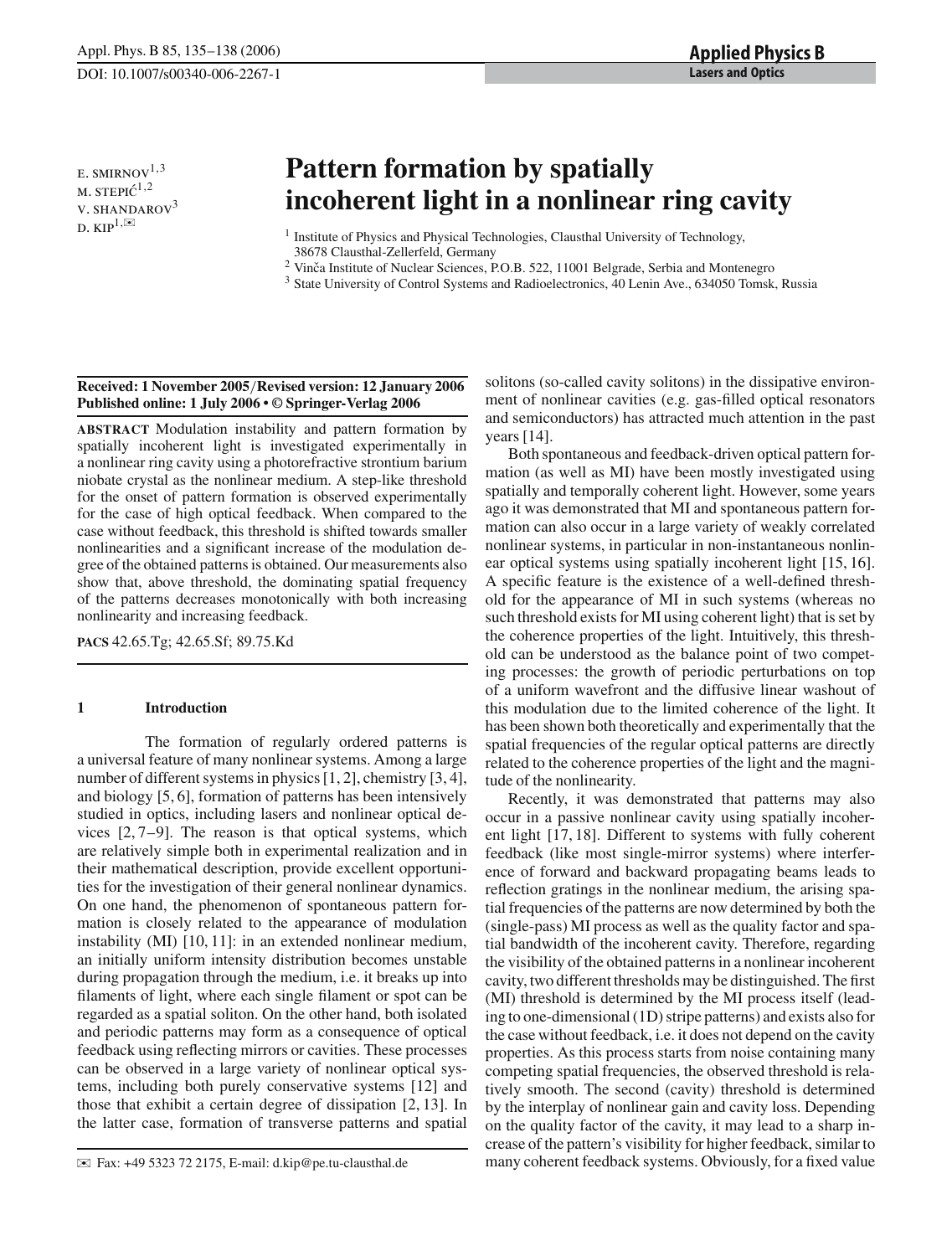# Pattern formation by spatially incoherent light in a nonlinear ring cavity

E. SMIRNOV[1,3]
M. STEPIĆ[1,2]
V. SHANDAROV[3]
D. KIP[1,✉]

[1] Institute of Physics and Physical Technologies, Clausthal University of Technology, 38678 Clausthal-Zellerfeld, Germany
[2] Vinča Institute of Nuclear Sciences, P.O.B. 522, 11001 Belgrade, Serbia and Montenegro
[3] State University of Control Systems and Radioelectronics, 40 Lenin Ave., 634050 Tomsk, Russia

**Received: 1 November 2005/Revised version: 12 January 2006**
**Published online: 1 July 2006 • © Springer-Verlag 2006**

**ABSTRACT** Modulation instability and pattern formation by spatially incoherent light is investigated experimentally in a nonlinear ring cavity using a photorefractive strontium barium niobate crystal as the nonlinear medium. A step-like threshold for the onset of pattern formation is observed experimentally for the case of high optical feedback. When compared to the case without feedback, this threshold is shifted towards smaller nonlinearities and a significant increase of the modulation degree of the obtained patterns is obtained. Our measurements also show that, above threshold, the dominating spatial frequency of the patterns decreases monotonically with both increasing nonlinearity and increasing feedback.

**PACS** 42.65.Tg; 42.65.Sf; 89.75.Kd

## 1 Introduction

The formation of regularly ordered patterns is a universal feature of many nonlinear systems. Among a large number of different systems in physics [1, 2], chemistry [3, 4], and biology [5, 6], formation of patterns has been intensively studied in optics, including lasers and nonlinear optical devices [2, 7–9]. The reason is that optical systems, which are relatively simple both in experimental realization and in their mathematical description, provide excellent opportunities for the investigation of their general nonlinear dynamics. On one hand, the phenomenon of spontaneous pattern formation is closely related to the appearance of modulation instability (MI) [10, 11]: in an extended nonlinear medium, an initially uniform intensity distribution becomes unstable during propagation through the medium, i.e. it breaks up into filaments of light, where each single filament or spot can be regarded as a spatial soliton. On the other hand, both isolated and periodic patterns may form as a consequence of optical feedback using reflecting mirrors or cavities. These processes can be observed in a large variety of nonlinear optical systems, including both purely conservative systems [12] and those that exhibit a certain degree of dissipation [2, 13]. In the latter case, formation of transverse patterns and spatial solitons (so-called cavity solitons) in the dissipative environment of nonlinear cavities (e.g. gas-filled optical resonators and semiconductors) has attracted much attention in the past years [14].

Both spontaneous and feedback-driven optical pattern formation (as well as MI) have been mostly investigated using spatially and temporally coherent light. However, some years ago it was demonstrated that MI and spontaneous pattern formation can also occur in a large variety of weakly correlated nonlinear systems, in particular in non-instantaneous nonlinear optical systems using spatially incoherent light [15, 16]. A specific feature is the existence of a well-defined threshold for the appearance of MI in such systems (whereas no such threshold exists for MI using coherent light) that is set by the coherence properties of the light. Intuitively, this threshold can be understood as the balance point of two competing processes: the growth of periodic perturbations on top of a uniform wavefront and the diffusive linear washout of this modulation due to the limited coherence of the light. It has been shown both theoretically and experimentally that the spatial frequencies of the regular optical patterns are directly related to the coherence properties of the light and the magnitude of the nonlinearity.

Recently, it was demonstrated that patterns may also occur in a passive nonlinear cavity using spatially incoherent light [17, 18]. Different to systems with fully coherent feedback (like most single-mirror systems) where interference of forward and backward propagating beams leads to reflection gratings in the nonlinear medium, the arising spatial frequencies of the patterns are now determined by both the (single-pass) MI process as well as the quality factor and spatial bandwidth of the incoherent cavity. Therefore, regarding the visibility of the obtained patterns in a nonlinear incoherent cavity, two different thresholds may be distinguished. The first (MI) threshold is determined by the MI process itself (leading to one-dimensional (1D) stripe patterns) and exists also for the case without feedback, i.e. it does not depend on the cavity properties. As this process starts from noise containing many competing spatial frequencies, the observed threshold is relatively smooth. The second (cavity) threshold is determined by the interplay of nonlinear gain and cavity loss. Depending on the quality factor of the cavity, it may lead to a sharp increase of the pattern's visibility for higher feedback, similar to many coherent feedback systems. Obviously, for a fixed value

✉ Fax: +49 5323 72 2175, E-mail: d.kip@pe.tu-clausthal.de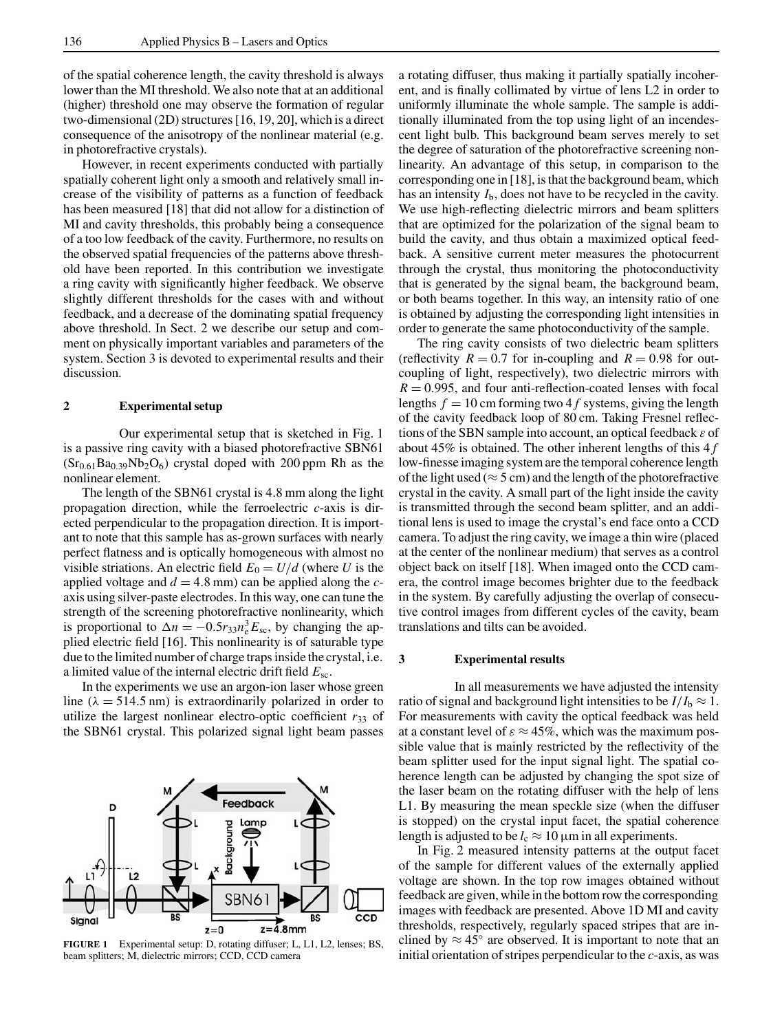of the spatial coherence length, the cavity threshold is always lower than the MI threshold. We also note that at an additional (higher) threshold one may observe the formation of regular two-dimensional (2D) structures [16, 19, 20], which is a direct consequence of the anisotropy of the nonlinear material (e.g. in photorefractive crystals).

However, in recent experiments conducted with partially spatially coherent light only a smooth and relatively small increase of the visibility of patterns as a function of feedback has been measured [18] that did not allow for a distinction of MI and cavity thresholds, this probably being a consequence of a too low feedback of the cavity. Furthermore, no results on the observed spatial frequencies of the patterns above threshold have been reported. In this contribution we investigate a ring cavity with significantly higher feedback. We observe slightly different thresholds for the cases with and without feedback, and a decrease of the dominating spatial frequency above threshold. In Sect. 2 we describe our setup and comment on physically important variables and parameters of the system. Section 3 is devoted to experimental results and their discussion.

## 2 Experimental setup

Our experimental setup that is sketched in Fig. 1 is a passive ring cavity with a biased photorefractive SBN61 ($Sr_{0.61}Ba_{0.39}Nb_2O_6$) crystal doped with 200 ppm Rh as the nonlinear element.

The length of the SBN61 crystal is 4.8 mm along the light propagation direction, while the ferroelectric $c$-axis is directed perpendicular to the propagation direction. It is important to note that this sample has as-grown surfaces with nearly perfect flatness and is optically homogeneous with almost no visible striations. An electric field $E_0 = U/d$ (where $U$ is the applied voltage and $d = 4.8$ mm) can be applied along the $c$-axis using silver-paste electrodes. In this way, one can tune the strength of the screening photorefractive nonlinearity, which is proportional to $\Delta n = -0.5 r_{33} n_e^3 E_{sc}$, by changing the applied electric field [16]. This nonlinearity is of saturable type due to the limited number of charge traps inside the crystal, i.e. a limited value of the internal electric drift field $E_{sc}$.

In the experiments we use an argon-ion laser whose green line ($\lambda = 514.5$ nm) is extraordinarily polarized in order to utilize the largest nonlinear electro-optic coefficient $r_{33}$ of the SBN61 crystal. This polarized signal light beam passes a rotating diffuser, thus making it partially spatially incoherent, and is finally collimated by virtue of lens L2 in order to uniformly illuminate the whole sample. The sample is additionally illuminated from the top using light of an incendescent light bulb. This background beam serves merely to set the degree of saturation of the photorefractive screening nonlinearity. An advantage of this setup, in comparison to the corresponding one in [18], is that the background beam, which has an intensity $I_b$, does not have to be recycled in the cavity. We use high-reflecting dielectric mirrors and beam splitters that are optimized for the polarization of the signal beam to build the cavity, and thus obtain a maximized optical feedback. A sensitive current meter measures the photocurrent through the crystal, thus monitoring the photoconductivity that is generated by the signal beam, the background beam, or both beams together. In this way, an intensity ratio of one is obtained by adjusting the corresponding light intensities in order to generate the same photoconductivity of the sample.

The ring cavity consists of two dielectric beam splitters (reflectivity $R = 0.7$ for in-coupling and $R = 0.98$ for out-coupling of light, respectively), two dielectric mirrors with $R = 0.995$, and four anti-reflection-coated lenses with focal lengths $f = 10$ cm forming two $4f$ systems, giving the length of the cavity feedback loop of 80 cm. Taking Fresnel reflections of the SBN sample into account, an optical feedback $\varepsilon$ of about 45% is obtained. The other inherent lengths of this $4f$ low-finesse imaging system are the temporal coherence length of the light used ($\approx 5$ cm) and the length of the photorefractive crystal in the cavity. A small part of the light inside the cavity is transmitted through the second beam splitter, and an additional lens is used to image the crystal's end face onto a CCD camera. To adjust the ring cavity, we image a thin wire (placed at the center of the nonlinear medium) that serves as a control object back on itself [18]. When imaged onto the CCD camera, the control image becomes brighter due to the feedback in the system. By carefully adjusting the overlap of consecutive control images from different cycles of the cavity, beam translations and tilts can be avoided.

**FIGURE 1** Experimental setup: D, rotating diffuser; L, L1, L2, lenses; BS, beam splitters; M, dielectric mirrors; CCD, CCD camera

## 3 Experimental results

In all measurements we have adjusted the intensity ratio of signal and background light intensities to be $I/I_b \approx 1$. For measurements with cavity the optical feedback was held at a constant level of $\varepsilon \approx 45\%$, which was the maximum possible value that is mainly restricted by the reflectivity of the beam splitter used for the input signal light. The spatial coherence length can be adjusted by changing the spot size of the laser beam on the rotating diffuser with the help of lens L1. By measuring the mean speckle size (when the diffuser is stopped) on the crystal input facet, the spatial coherence length is adjusted to be $l_c \approx 10$ μm in all experiments.

In Fig. 2 measured intensity patterns at the output facet of the sample for different values of the externally applied voltage are shown. In the top row images obtained without feedback are given, while in the bottom row the corresponding images with feedback are presented. Above 1D MI and cavity thresholds, respectively, regularly spaced stripes that are inclined by $\approx 45°$ are observed. It is important to note that an initial orientation of stripes perpendicular to the $c$-axis, as was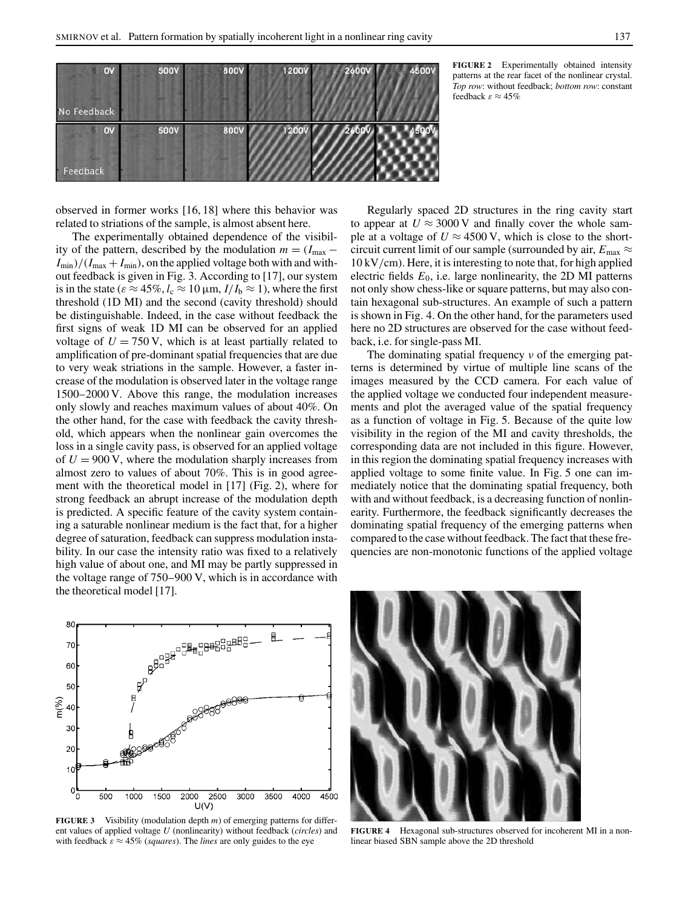**FIGURE 2** Experimentally obtained intensity patterns at the rear facet of the nonlinear crystal. *Top row*: without feedback; *bottom row*: constant feedback $\varepsilon \approx 45\%$

observed in former works [16, 18] where this behavior was related to striations of the sample, is almost absent here.

The experimentally obtained dependence of the visibility of the pattern, described by the modulation $m = (I_{\max} - I_{\min})/(I_{\max} + I_{\min})$, on the applied voltage both with and without feedback is given in Fig. 3. According to [17], our system is in the state ($\varepsilon \approx 45\%$, $l_c \approx 10\,\mu$m, $I/I_b \approx 1$), where the first threshold (1D MI) and the second (cavity threshold) should be distinguishable. Indeed, in the case without feedback the first signs of weak 1D MI can be observed for an applied voltage of $U = 750$ V, which is at least partially related to amplification of pre-dominant spatial frequencies that are due to very weak striations in the sample. However, a faster increase of the modulation is observed later in the voltage range 1500–2000 V. Above this range, the modulation increases only slowly and reaches maximum values of about 40%. On the other hand, for the case with feedback the cavity threshold, which appears when the nonlinear gain overcomes the loss in a single cavity pass, is observed for an applied voltage of $U = 900$ V, where the modulation sharply increases from almost zero to values of about 70%. This is in good agreement with the theoretical model in [17] (Fig. 2), where for strong feedback an abrupt increase of the modulation depth is predicted. A specific feature of the cavity system containing a saturable nonlinear medium is the fact that, for a higher degree of saturation, feedback can suppress modulation instability. In our case the intensity ratio was fixed to a relatively high value of about one, and MI may be partly suppressed in the voltage range of 750–900 V, which is in accordance with the theoretical model [17].

Regularly spaced 2D structures in the ring cavity start to appear at $U \approx 3000$ V and finally cover the whole sample at a voltage of $U \approx 4500$ V, which is close to the short-circuit current limit of our sample (surrounded by air, $E_{\max} \approx 10$ kV/cm). Here, it is interesting to note that, for high applied electric fields $E_0$, i.e. large nonlinearity, the 2D MI patterns not only show chess-like or square patterns, but may also contain hexagonal sub-structures. An example of such a pattern is shown in Fig. 4. On the other hand, for the parameters used here no 2D structures are observed for the case without feedback, i.e. for single-pass MI.

The dominating spatial frequency $\nu$ of the emerging patterns is determined by virtue of multiple line scans of the images measured by the CCD camera. For each value of the applied voltage we conducted four independent measurements and plot the averaged value of the spatial frequency as a function of voltage in Fig. 5. Because of the quite low visibility in the region of the MI and cavity thresholds, the corresponding data are not included in this figure. However, in this region the dominating spatial frequency increases with applied voltage to some finite value. In Fig. 5 one can immediately notice that the dominating spatial frequency, both with and without feedback, is a decreasing function of nonlinearity. Furthermore, the feedback significantly decreases the dominating spatial frequency of the emerging patterns when compared to the case without feedback. The fact that these frequencies are non-monotonic functions of the applied voltage

**FIGURE 3** Visibility (modulation depth $m$) of emerging patterns for different values of applied voltage $U$ (nonlinearity) without feedback (*circles*) and with feedback $\varepsilon \approx 45\%$ (*squares*). The *lines* are only guides to the eye

**FIGURE 4** Hexagonal sub-structures observed for incoherent MI in a nonlinear biased SBN sample above the 2D threshold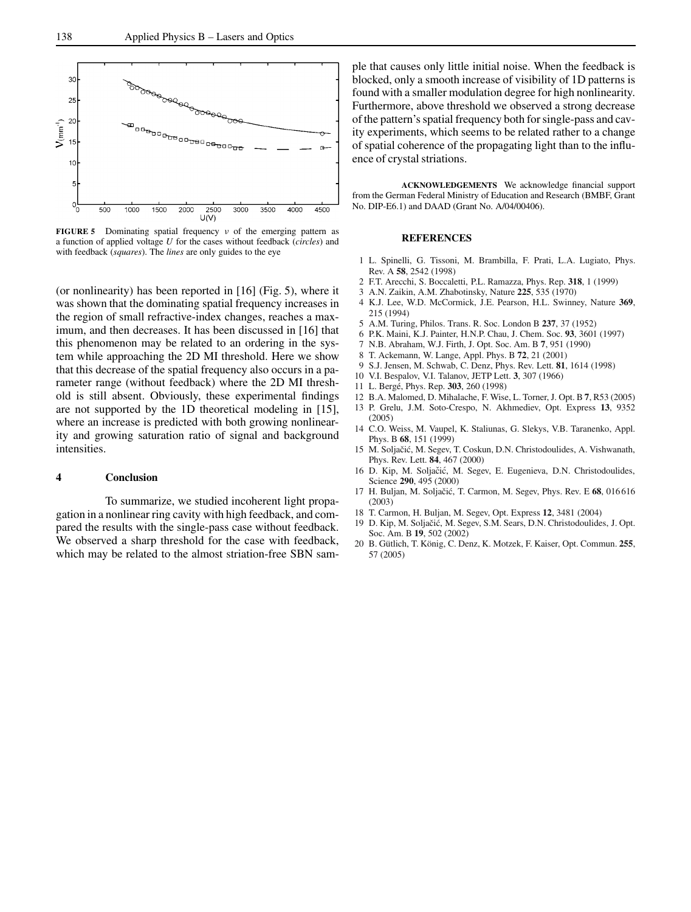30
25
20
15
10
5
0
V(mm⁻¹)
0 500 1000 1500 2000 2500 3000 3500 4000 4500
U(V)

**FIGURE 5** Dominating spatial frequency $\nu$ of the emerging pattern as a function of applied voltage $U$ for the cases without feedback (*circles*) and with feedback (*squares*). The *lines* are only guides to the eye

(or nonlinearity) has been reported in [16] (Fig. 5), where it was shown that the dominating spatial frequency increases in the region of small refractive-index changes, reaches a maximum, and then decreases. It has been discussed in [16] that this phenomenon may be related to an ordering in the system while approaching the 2D MI threshold. Here we show that this decrease of the spatial frequency also occurs in a parameter range (without feedback) where the 2D MI threshold is still absent. Obviously, these experimental findings are not supported by the 1D theoretical modeling in [15], where an increase is predicted with both growing nonlinearity and growing saturation ratio of signal and background intensities.

## 4 Conclusion

To summarize, we studied incoherent light propagation in a nonlinear ring cavity with high feedback, and compared the results with the single-pass case without feedback. We observed a sharp threshold for the case with feedback, which may be related to the almost striation-free SBN sample that causes only little initial noise. When the feedback is blocked, only a smooth increase of visibility of 1D patterns is found with a smaller modulation degree for high nonlinearity. Furthermore, above threshold we observed a strong decrease of the pattern's spatial frequency both for single-pass and cavity experiments, which seems to be related rather to a change of spatial coherence of the propagating light than to the influence of crystal striations.

**ACKNOWLEDGEMENTS** We acknowledge financial support from the German Federal Ministry of Education and Research (BMBF, Grant No. DIP-E6.1) and DAAD (Grant No. A/04/00406).

## REFERENCES

1. L. Spinelli, G. Tissoni, M. Brambilla, F. Prati, L.A. Lugiato, Phys. Rev. A **58**, 2542 (1998)
2. F.T. Arecchi, S. Boccaletti, P.L. Ramazza, Phys. Rep. **318**, 1 (1999)
3. A.N. Zaikin, A.M. Zhabotinsky, Nature **225**, 535 (1970)
4. K.J. Lee, W.D. McCormick, J.E. Pearson, H.L. Swinney, Nature **369**, 215 (1994)
5. A.M. Turing, Philos. Trans. R. Soc. London B **237**, 37 (1952)
6. P.K. Maini, K.J. Painter, H.N.P. Chau, J. Chem. Soc. **93**, 3601 (1997)
7. N.B. Abraham, W.J. Firth, J. Opt. Soc. Am. B **7**, 951 (1990)
8. T. Ackemann, W. Lange, Appl. Phys. B **72**, 21 (2001)
9. S.J. Jensen, M. Schwab, C. Denz, Phys. Rev. Lett. **81**, 1614 (1998)
10. V.I. Bespalov, V.I. Talanov, JETP Lett. **3**, 307 (1966)
11. L. Bergé, Phys. Rep. **303**, 260 (1998)
12. B.A. Malomed, D. Mihalache, F. Wise, L. Torner, J. Opt. B **7**, R53 (2005)
13. P. Grelu, J.M. Soto-Crespo, N. Akhmediev, Opt. Express **13**, 9352 (2005)
14. C.O. Weiss, M. Vaupel, K. Staliunas, G. Slekys, V.B. Taranenko, Appl. Phys. B **68**, 151 (1999)
15. M. Soljačić, M. Segev, T. Coskun, D.N. Christodoulides, A. Vishwanath, Phys. Rev. Lett. **84**, 467 (2000)
16. D. Kip, M. Soljačić, M. Segev, E. Eugenieva, D.N. Christodoulides, Science **290**, 495 (2000)
17. H. Buljan, M. Soljačić, T. Carmon, M. Segev, Phys. Rev. E **68**, 016616 (2003)
18. T. Carmon, H. Buljan, M. Segev, Opt. Express **12**, 3481 (2004)
19. D. Kip, M. Soljačić, M. Segev, S.M. Sears, D.N. Christodoulides, J. Opt. Soc. Am. B **19**, 502 (2002)
20. B. Gütlich, T. König, C. Denz, K. Motzek, F. Kaiser, Opt. Commun. **255**, 57 (2005)